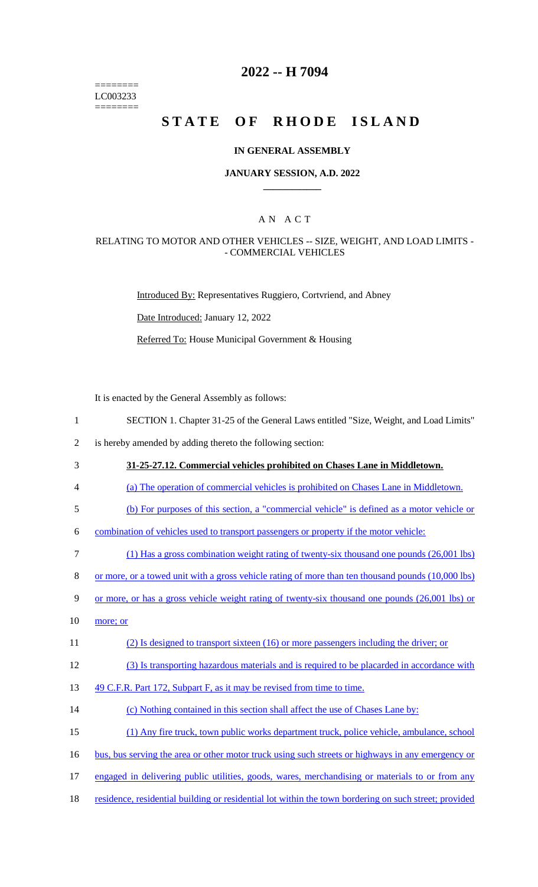========
LC003233
========

# 2022 -- H 7094

# STATE OF RHODE ISLAND

## IN GENERAL ASSEMBLY

### JANUARY SESSION, A.D. 2022

## A N A C T

### RELATING TO MOTOR AND OTHER VEHICLES -- SIZE, WEIGHT, AND LOAD LIMITS -- COMMERCIAL VEHICLES

Introduced By: Representatives Ruggiero, Cortvriend, and Abney

Date Introduced: January 12, 2022

Referred To: House Municipal Government & Housing

It is enacted by the General Assembly as follows:

1 SECTION 1. Chapter 31-25 of the General Laws entitled "Size, Weight, and Load Limits"
2 is hereby amended by adding thereto the following section:
3 **31-25-27.12. Commercial vehicles prohibited on Chases Lane in Middletown.**
4 (a) The operation of commercial vehicles is prohibited on Chases Lane in Middletown.
5 (b) For purposes of this section, a "commercial vehicle" is defined as a motor vehicle or
6 combination of vehicles used to transport passengers or property if the motor vehicle:
7 (1) Has a gross combination weight rating of twenty-six thousand one pounds (26,001 lbs)
8 or more, or a towed unit with a gross vehicle rating of more than ten thousand pounds (10,000 lbs)
9 or more, or has a gross vehicle weight rating of twenty-six thousand one pounds (26,001 lbs) or
10 more; or
11 (2) Is designed to transport sixteen (16) or more passengers including the driver; or
12 (3) Is transporting hazardous materials and is required to be placarded in accordance with
13 49 C.F.R. Part 172, Subpart F, as it may be revised from time to time.
14 (c) Nothing contained in this section shall affect the use of Chases Lane by:
15 (1) Any fire truck, town public works department truck, police vehicle, ambulance, school
16 bus, bus serving the area or other motor truck using such streets or highways in any emergency or
17 engaged in delivering public utilities, goods, wares, merchandising or materials to or from any
18 residence, residential building or residential lot within the town bordering on such street; provided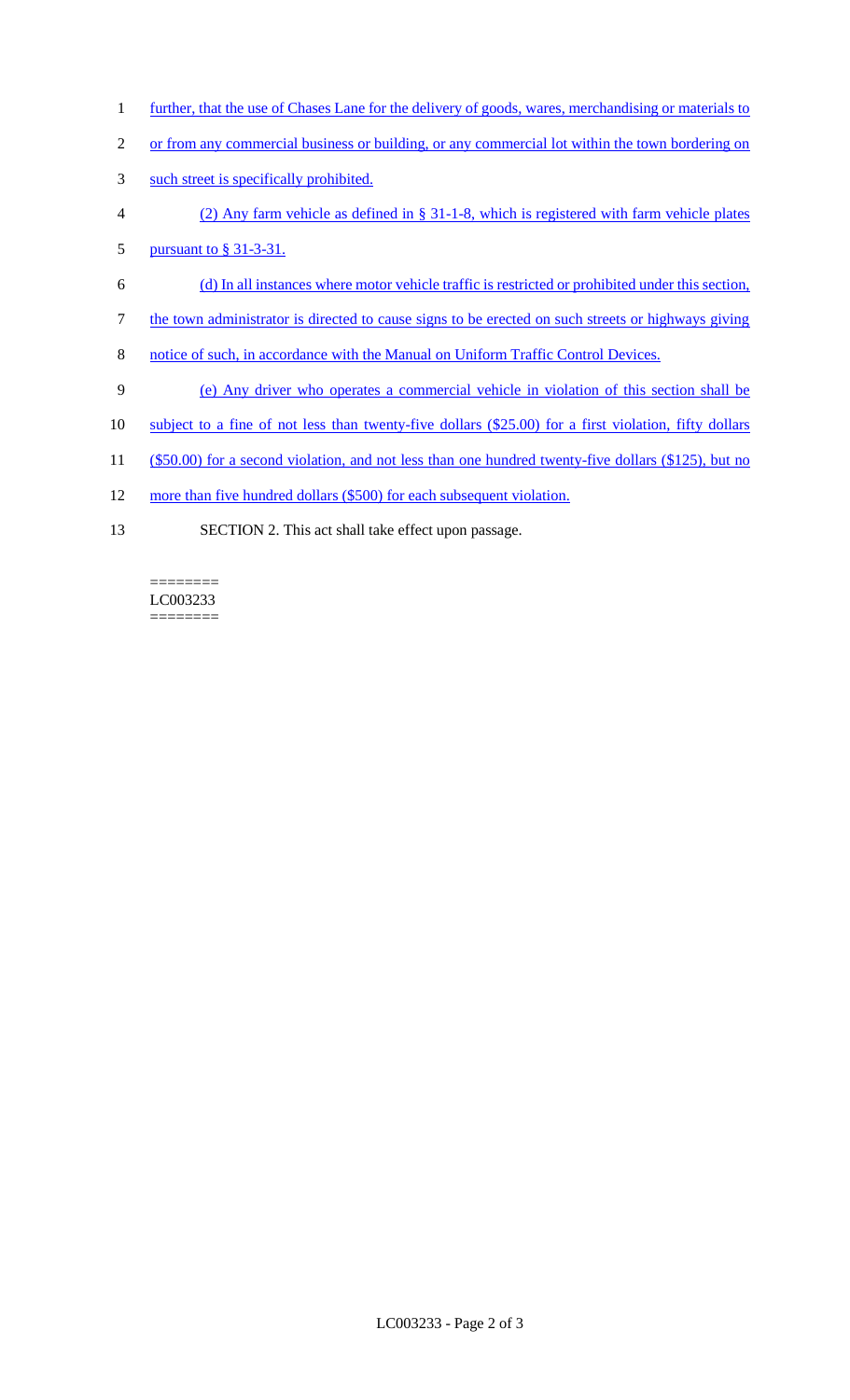further, that the use of Chases Lane for the delivery of goods, wares, merchandising or materials to or from any commercial business or building, or any commercial lot within the town bordering on such street is specifically prohibited.

(2) Any farm vehicle as defined in § 31-1-8, which is registered with farm vehicle plates pursuant to § 31-3-31.

(d) In all instances where motor vehicle traffic is restricted or prohibited under this section, the town administrator is directed to cause signs to be erected on such streets or highways giving notice of such, in accordance with the Manual on Uniform Traffic Control Devices.

(e) Any driver who operates a commercial vehicle in violation of this section shall be subject to a fine of not less than twenty-five dollars ($25.00) for a first violation, fifty dollars ($50.00) for a second violation, and not less than one hundred twenty-five dollars ($125), but no more than five hundred dollars ($500) for each subsequent violation.

SECTION 2. This act shall take effect upon passage.

========
LC003233
========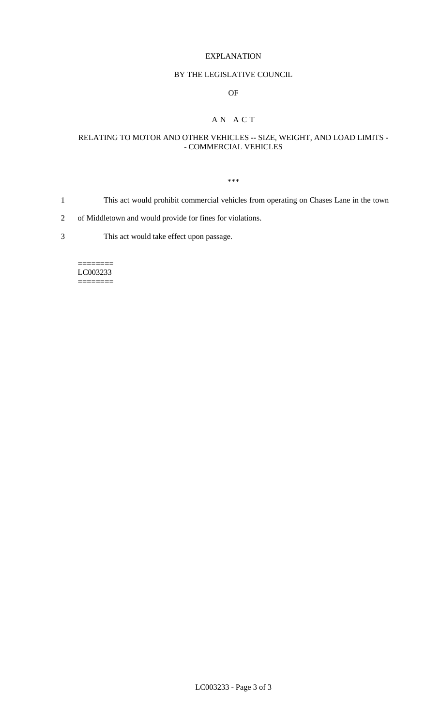EXPLANATION

BY THE LEGISLATIVE COUNCIL

OF

# A N A C T

RELATING TO MOTOR AND OTHER VEHICLES -- SIZE, WEIGHT, AND LOAD LIMITS -- COMMERCIAL VEHICLES

***

1 This act would prohibit commercial vehicles from operating on Chases Lane in the town

2 of Middletown and would provide for fines for violations.

3 This act would take effect upon passage.

========
LC003233
========